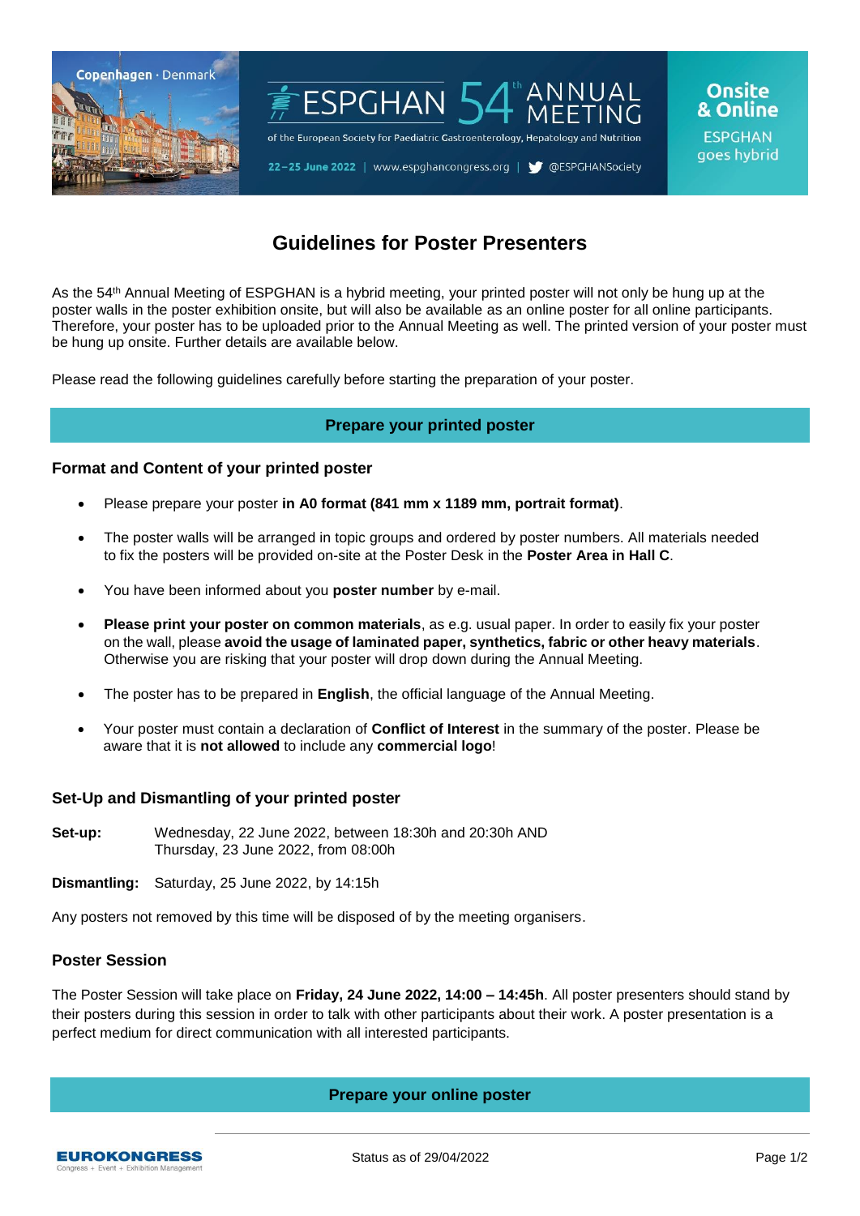Copenhagen · Denmark

ESPGHAN 54th ANNUAL MEETING

of the European Society for Paediatric Gastroenterology, Hepatology and Nutrition

22–25 June 2022 | www.espghancongress.org | @ESPGHANSociety

Onsite & Online

ESPGHAN goes hybrid

# Guidelines for Poster Presenters

As the 54th Annual Meeting of ESPGHAN is a hybrid meeting, your printed poster will not only be hung up at the poster walls in the poster exhibition onsite, but will also be available as an online poster for all online participants. Therefore, your poster has to be uploaded prior to the Annual Meeting as well. The printed version of your poster must be hung up onsite. Further details are available below.

Please read the following guidelines carefully before starting the preparation of your poster.

## Prepare your printed poster

### Format and Content of your printed poster

- Please prepare your poster **in A0 format (841 mm x 1189 mm, portrait format)**.
- The poster walls will be arranged in topic groups and ordered by poster numbers. All materials needed to fix the posters will be provided on-site at the Poster Desk in the **Poster Area in Hall C**.
- You have been informed about you **poster number** by e-mail.
- **Please print your poster on common materials**, as e.g. usual paper. In order to easily fix your poster on the wall, please **avoid the usage of laminated paper, synthetics, fabric or other heavy materials**. Otherwise you are risking that your poster will drop down during the Annual Meeting.
- The poster has to be prepared in **English**, the official language of the Annual Meeting.
- Your poster must contain a declaration of **Conflict of Interest** in the summary of the poster. Please be aware that it is **not allowed** to include any **commercial logo**!

### Set-Up and Dismantling of your printed poster

**Set-up:** Wednesday, 22 June 2022, between 18:30h and 20:30h AND Thursday, 23 June 2022, from 08:00h

**Dismantling:** Saturday, 25 June 2022, by 14:15h

Any posters not removed by this time will be disposed of by the meeting organisers.

### Poster Session

The Poster Session will take place on **Friday, 24 June 2022, 14:00 – 14:45h**. All poster presenters should stand by their posters during this session in order to talk with other participants about their work. A poster presentation is a perfect medium for direct communication with all interested participants.

## Prepare your online poster

EUROKONGRESS Congress + Event + Exhibition Management

Status as of 29/04/2022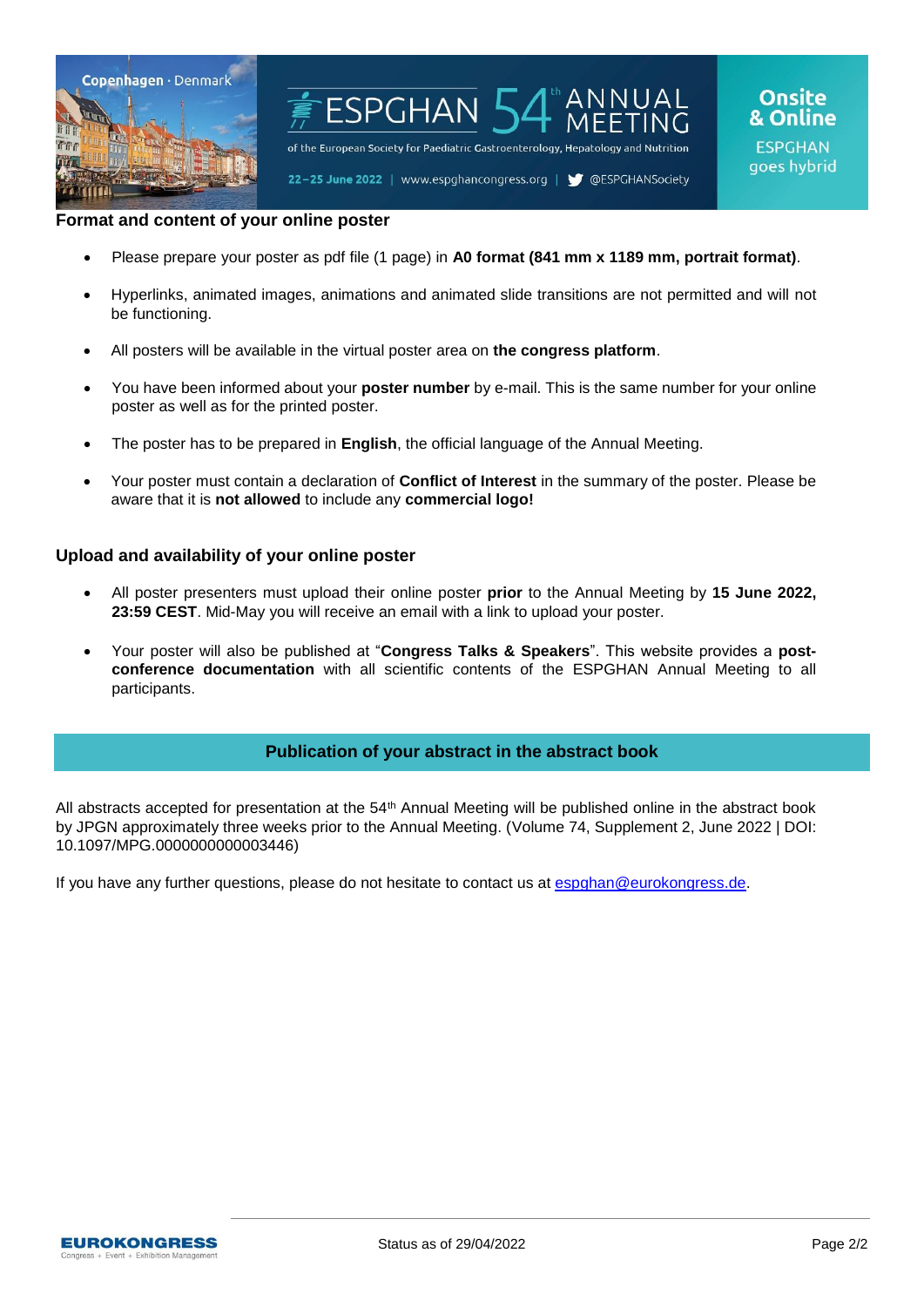## Format and content of your online poster

- Please prepare your poster as pdf file (1 page) in **A0 format (841 mm x 1189 mm, portrait format)**.
- Hyperlinks, animated images, animations and animated slide transitions are not permitted and will not be functioning.
- All posters will be available in the virtual poster area on **the congress platform**.
- You have been informed about your **poster number** by e-mail. This is the same number for your online poster as well as for the printed poster.
- The poster has to be prepared in **English**, the official language of the Annual Meeting.
- Your poster must contain a declaration of **Conflict of Interest** in the summary of the poster. Please be aware that it is **not allowed** to include any **commercial logo!**

## Upload and availability of your online poster

- All poster presenters must upload their online poster **prior** to the Annual Meeting by **15 June 2022, 23:59 CEST**. Mid-May you will receive an email with a link to upload your poster.
- Your poster will also be published at "**Congress Talks & Speakers**". This website provides a **post-conference documentation** with all scientific contents of the ESPGHAN Annual Meeting to all participants.

## Publication of your abstract in the abstract book

All abstracts accepted for presentation at the 54th Annual Meeting will be published online in the abstract book by JPGN approximately three weeks prior to the Annual Meeting. (Volume 74, Supplement 2, June 2022 | DOI: 10.1097/MPG.0000000000003446)

If you have any further questions, please do not hesitate to contact us at espghan@eurokongress.de.